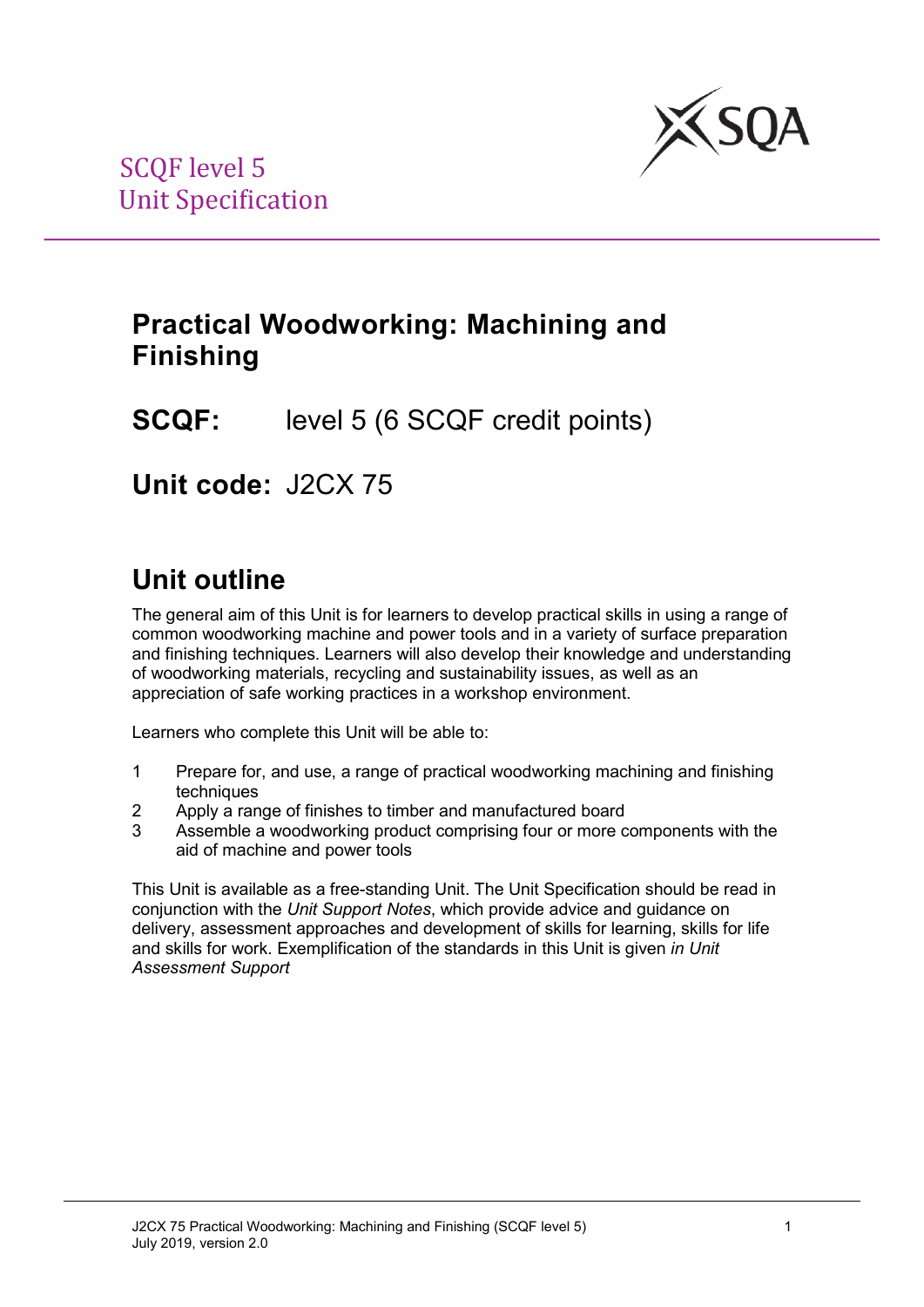SCQF level 5
Unit Specification

# Practical Woodworking: Machining and Finishing

## SCQF: level 5 (6 SCQF credit points)

## Unit code: J2CX 75

## Unit outline

The general aim of this Unit is for learners to develop practical skills in using a range of common woodworking machine and power tools and in a variety of surface preparation and finishing techniques. Learners will also develop their knowledge and understanding of woodworking materials, recycling and sustainability issues, as well as an appreciation of safe working practices in a workshop environment.

Learners who complete this Unit will be able to:

1. Prepare for, and use, a range of practical woodworking machining and finishing techniques
2. Apply a range of finishes to timber and manufactured board
3. Assemble a woodworking product comprising four or more components with the aid of machine and power tools

This Unit is available as a free-standing Unit. The Unit Specification should be read in conjunction with the *Unit Support Notes*, which provide advice and guidance on delivery, assessment approaches and development of skills for learning, skills for life and skills for work. Exemplification of the standards in this Unit is given *in Unit Assessment Support*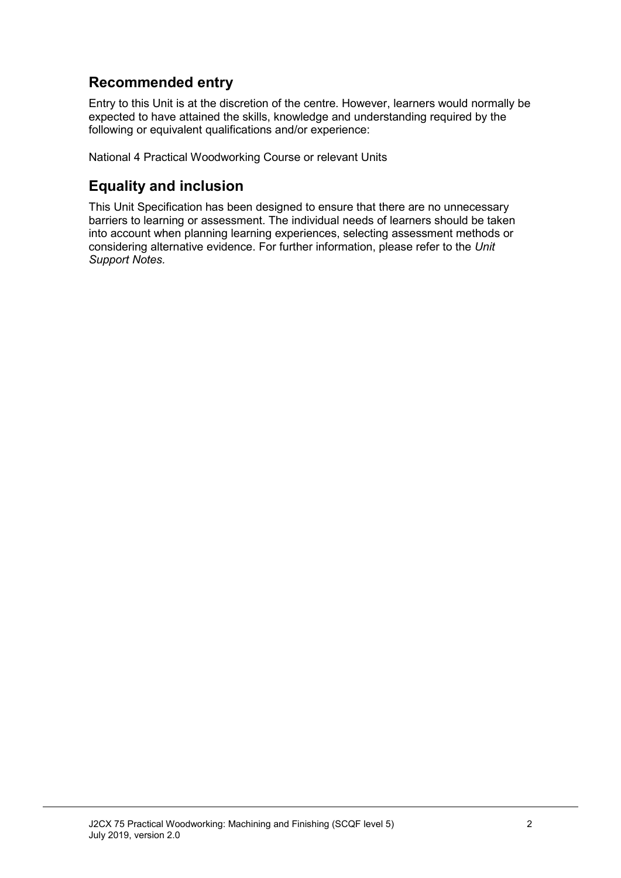## Recommended entry

Entry to this Unit is at the discretion of the centre. However, learners would normally be expected to have attained the skills, knowledge and understanding required by the following or equivalent qualifications and/or experience:

National 4 Practical Woodworking Course or relevant Units

## Equality and inclusion

This Unit Specification has been designed to ensure that there are no unnecessary barriers to learning or assessment. The individual needs of learners should be taken into account when planning learning experiences, selecting assessment methods or considering alternative evidence. For further information, please refer to the *Unit Support Notes.*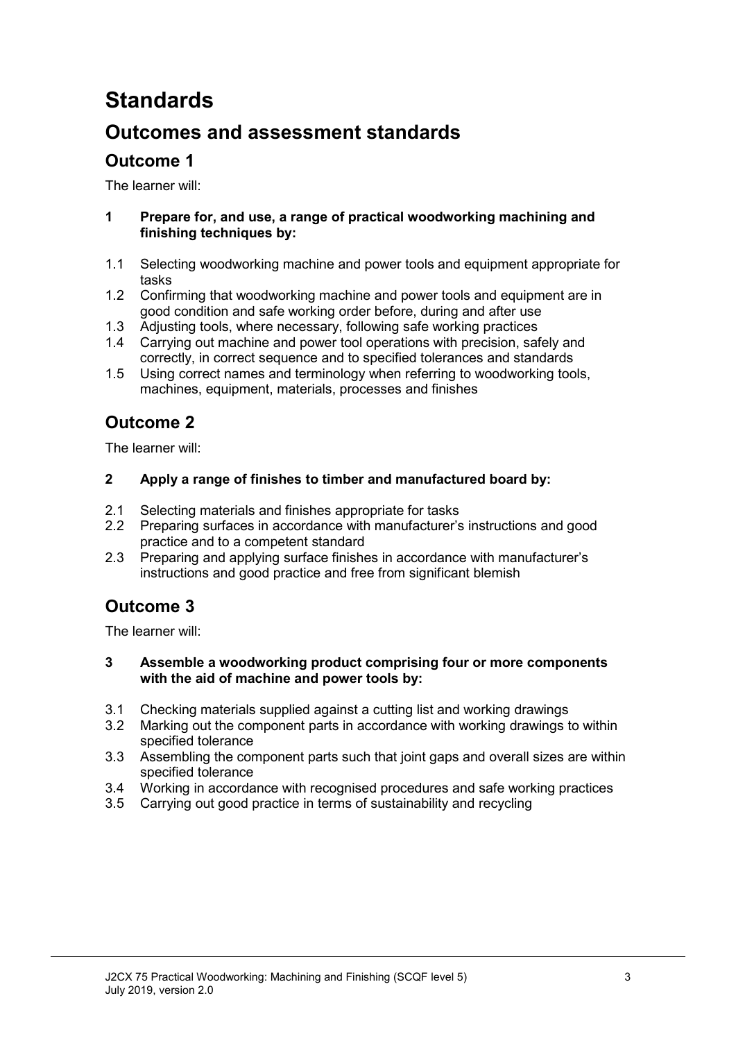# Standards

## Outcomes and assessment standards

### Outcome 1

The learner will:

**1 Prepare for, and use, a range of practical woodworking machining and finishing techniques by:**

1.1 Selecting woodworking machine and power tools and equipment appropriate for tasks
1.2 Confirming that woodworking machine and power tools and equipment are in good condition and safe working order before, during and after use
1.3 Adjusting tools, where necessary, following safe working practices
1.4 Carrying out machine and power tool operations with precision, safely and correctly, in correct sequence and to specified tolerances and standards
1.5 Using correct names and terminology when referring to woodworking tools, machines, equipment, materials, processes and finishes

### Outcome 2

The learner will:

**2 Apply a range of finishes to timber and manufactured board by:**

2.1 Selecting materials and finishes appropriate for tasks
2.2 Preparing surfaces in accordance with manufacturer's instructions and good practice and to a competent standard
2.3 Preparing and applying surface finishes in accordance with manufacturer's instructions and good practice and free from significant blemish

### Outcome 3

The learner will:

**3 Assemble a woodworking product comprising four or more components with the aid of machine and power tools by:**

3.1 Checking materials supplied against a cutting list and working drawings
3.2 Marking out the component parts in accordance with working drawings to within specified tolerance
3.3 Assembling the component parts such that joint gaps and overall sizes are within specified tolerance
3.4 Working in accordance with recognised procedures and safe working practices
3.5 Carrying out good practice in terms of sustainability and recycling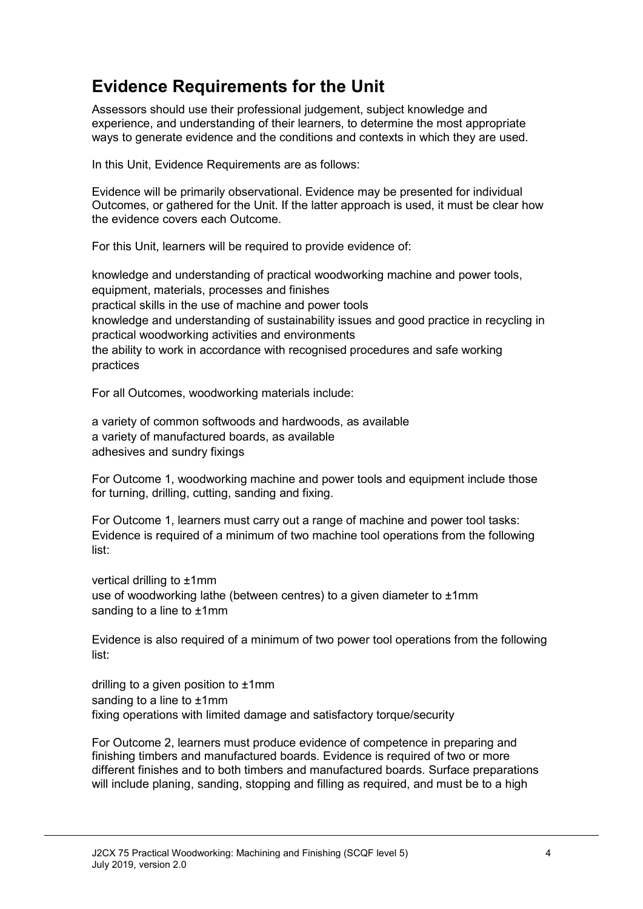## Evidence Requirements for the Unit

Assessors should use their professional judgement, subject knowledge and experience, and understanding of their learners, to determine the most appropriate ways to generate evidence and the conditions and contexts in which they are used.

In this Unit, Evidence Requirements are as follows:

Evidence will be primarily observational. Evidence may be presented for individual Outcomes, or gathered for the Unit. If the latter approach is used, it must be clear how the evidence covers each Outcome.

For this Unit, learners will be required to provide evidence of:

knowledge and understanding of practical woodworking machine and power tools, equipment, materials, processes and finishes
practical skills in the use of machine and power tools
knowledge and understanding of sustainability issues and good practice in recycling in practical woodworking activities and environments
the ability to work in accordance with recognised procedures and safe working practices

For all Outcomes, woodworking materials include:

a variety of common softwoods and hardwoods, as available
a variety of manufactured boards, as available
adhesives and sundry fixings

For Outcome 1, woodworking machine and power tools and equipment include those for turning, drilling, cutting, sanding and fixing.

For Outcome 1, learners must carry out a range of machine and power tool tasks:
Evidence is required of a minimum of two machine tool operations from the following list:

vertical drilling to ±1mm
use of woodworking lathe (between centres) to a given diameter to ±1mm
sanding to a line to ±1mm

Evidence is also required of a minimum of two power tool operations from the following list:

drilling to a given position to ±1mm
sanding to a line to ±1mm
fixing operations with limited damage and satisfactory torque/security

For Outcome 2, learners must produce evidence of competence in preparing and finishing timbers and manufactured boards. Evidence is required of two or more different finishes and to both timbers and manufactured boards. Surface preparations will include planing, sanding, stopping and filling as required, and must be to a high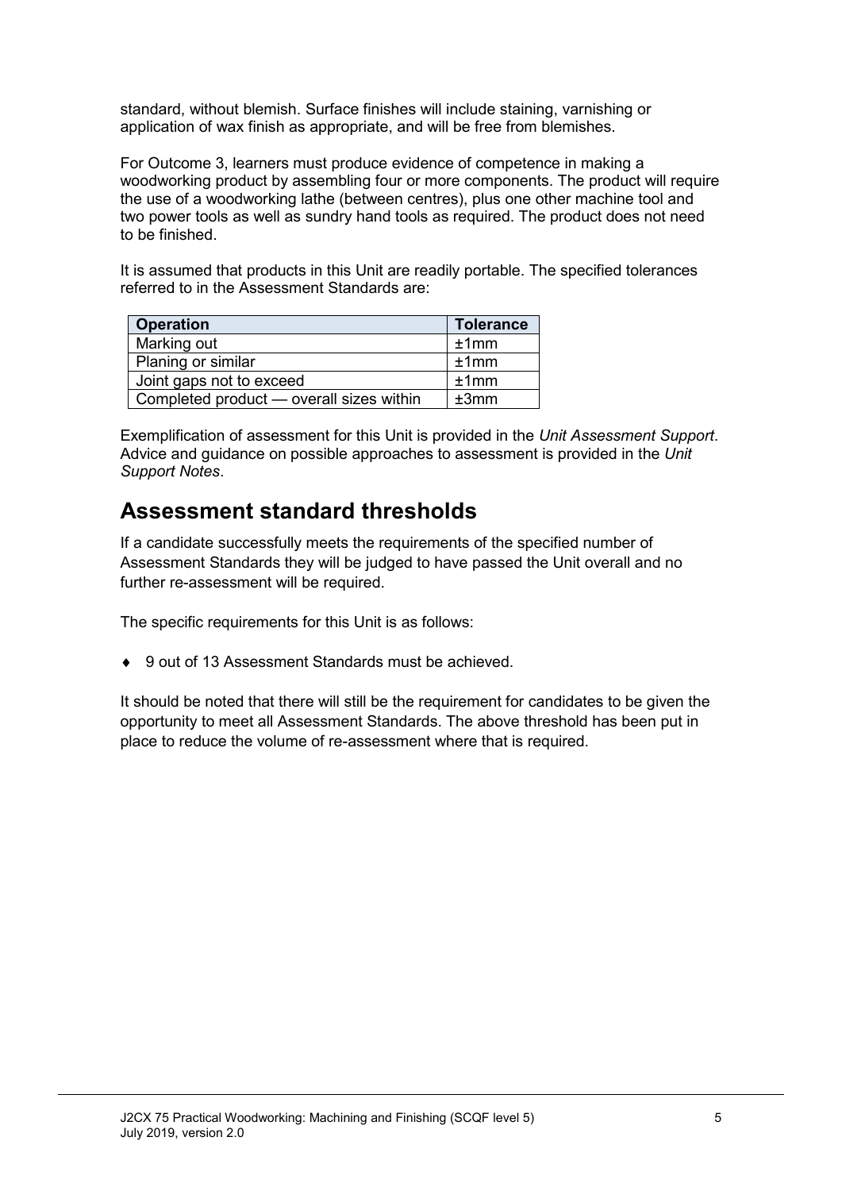standard, without blemish. Surface finishes will include staining, varnishing or application of wax finish as appropriate, and will be free from blemishes.

For Outcome 3, learners must produce evidence of competence in making a woodworking product by assembling four or more components. The product will require the use of a woodworking lathe (between centres), plus one other machine tool and two power tools as well as sundry hand tools as required. The product does not need to be finished.

It is assumed that products in this Unit are readily portable. The specified tolerances referred to in the Assessment Standards are:

| Operation | Tolerance |
|---|---|
| Marking out | ±1mm |
| Planing or similar | ±1mm |
| Joint gaps not to exceed | ±1mm |
| Completed product — overall sizes within | ±3mm |

Exemplification of assessment for this Unit is provided in the *Unit Assessment Support*. Advice and guidance on possible approaches to assessment is provided in the *Unit Support Notes*.

## Assessment standard thresholds

If a candidate successfully meets the requirements of the specified number of Assessment Standards they will be judged to have passed the Unit overall and no further re-assessment will be required.

The specific requirements for this Unit is as follows:

- 9 out of 13 Assessment Standards must be achieved.

It should be noted that there will still be the requirement for candidates to be given the opportunity to meet all Assessment Standards. The above threshold has been put in place to reduce the volume of re-assessment where that is required.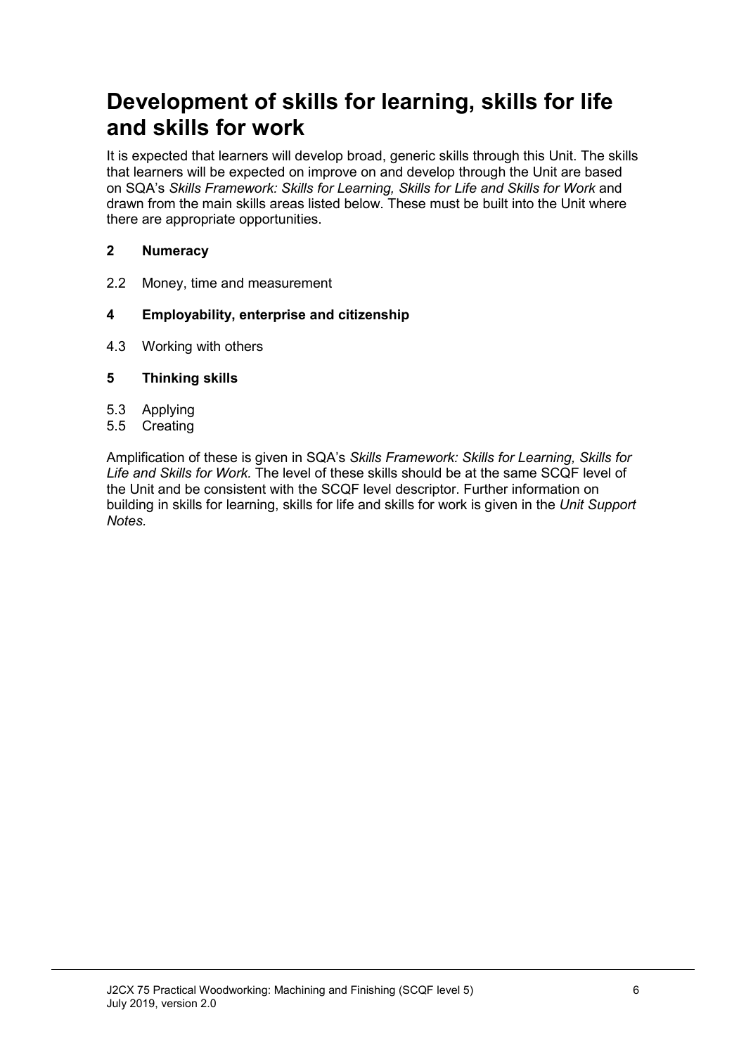# Development of skills for learning, skills for life and skills for work

It is expected that learners will develop broad, generic skills through this Unit. The skills that learners will be expected on improve on and develop through the Unit are based on SQA's *Skills Framework: Skills for Learning, Skills for Life and Skills for Work* and drawn from the main skills areas listed below. These must be built into the Unit where there are appropriate opportunities.

**2 Numeracy**

2.2 Money, time and measurement

**4 Employability, enterprise and citizenship**

4.3 Working with others

**5 Thinking skills**

5.3 Applying
5.5 Creating

Amplification of these is given in SQA's *Skills Framework: Skills for Learning, Skills for Life and Skills for Work.* The level of these skills should be at the same SCQF level of the Unit and be consistent with the SCQF level descriptor. Further information on building in skills for learning, skills for life and skills for work is given in the *Unit Support Notes.*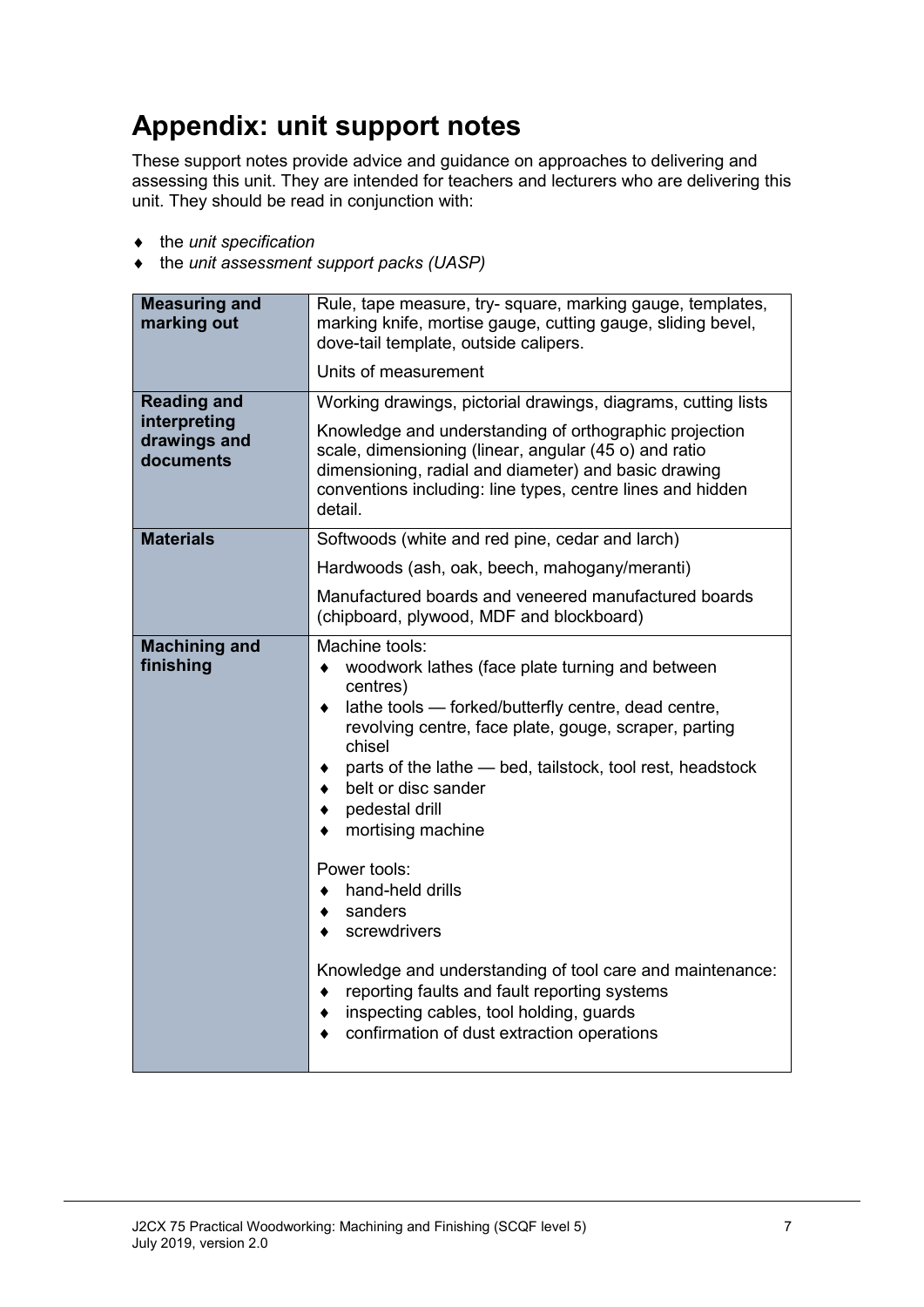# Appendix: unit support notes

These support notes provide advice and guidance on approaches to delivering and assessing this unit. They are intended for teachers and lecturers who are delivering this unit. They should be read in conjunction with:

- the *unit specification*
- the *unit assessment support packs (UASP)*

| | |
|---|---|
| **Measuring and marking out** | Rule, tape measure, try- square, marking gauge, templates, marking knife, mortise gauge, cutting gauge, sliding bevel, dove-tail template, outside calipers.<br><br>Units of measurement |
| **Reading and interpreting drawings and documents** | Working drawings, pictorial drawings, diagrams, cutting lists<br><br>Knowledge and understanding of orthographic projection scale, dimensioning (linear, angular (45 o) and ratio dimensioning, radial and diameter) and basic drawing conventions including: line types, centre lines and hidden detail. |
| **Materials** | Softwoods (white and red pine, cedar and larch)<br><br>Hardwoods (ash, oak, beech, mahogany/meranti)<br><br>Manufactured boards and veneered manufactured boards (chipboard, plywood, MDF and blockboard) |
| **Machining and finishing** | Machine tools:<br>♦ woodwork lathes (face plate turning and between centres)<br>♦ lathe tools — forked/butterfly centre, dead centre, revolving centre, face plate, gouge, scraper, parting chisel<br>♦ parts of the lathe — bed, tailstock, tool rest, headstock<br>♦ belt or disc sander<br>♦ pedestal drill<br>♦ mortising machine<br><br>Power tools:<br>♦ hand-held drills<br>♦ sanders<br>♦ screwdrivers<br><br>Knowledge and understanding of tool care and maintenance:<br>♦ reporting faults and fault reporting systems<br>♦ inspecting cables, tool holding, guards<br>♦ confirmation of dust extraction operations |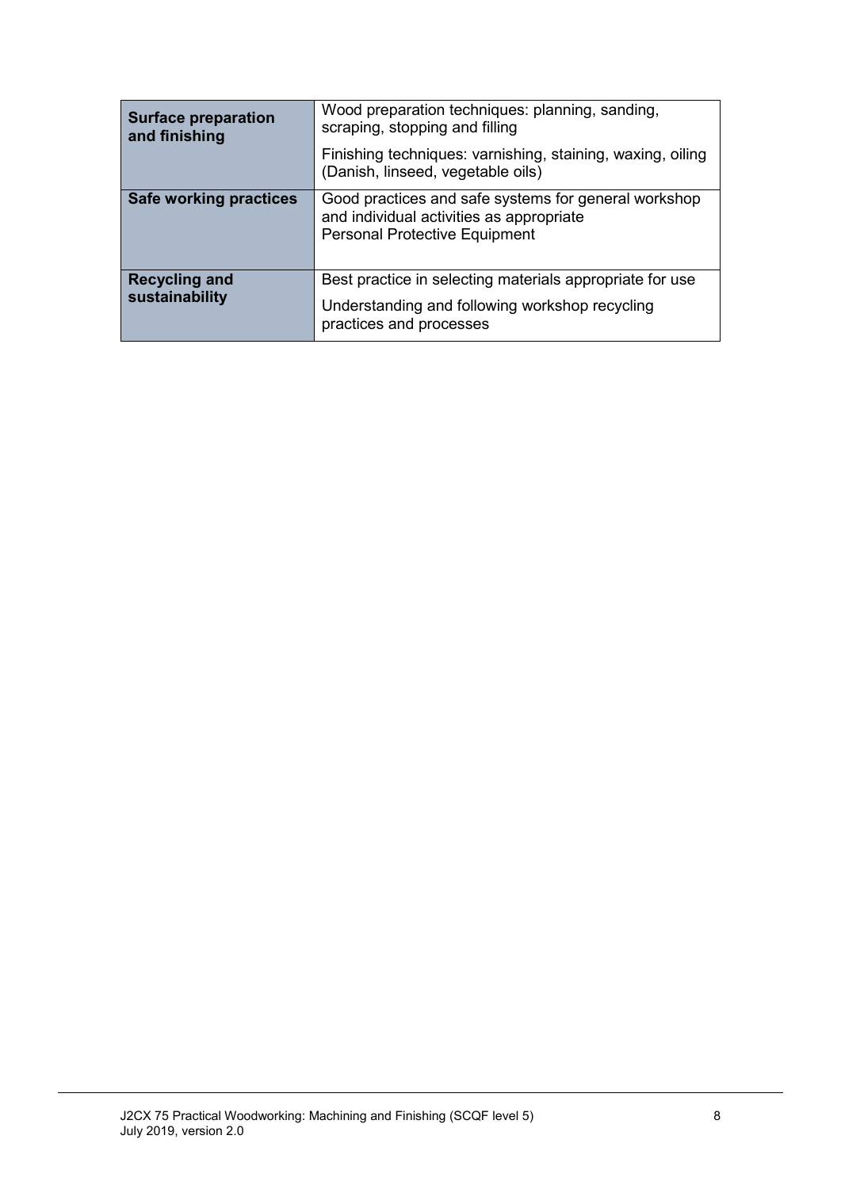| | |
|---|---|
| **Surface preparation and finishing** | Wood preparation techniques: planning, sanding, scraping, stopping and filling<br><br>Finishing techniques: varnishing, staining, waxing, oiling (Danish, linseed, vegetable oils) |
| **Safe working practices** | Good practices and safe systems for general workshop and individual activities as appropriate<br>Personal Protective Equipment |
| **Recycling and sustainability** | Best practice in selecting materials appropriate for use<br><br>Understanding and following workshop recycling practices and processes |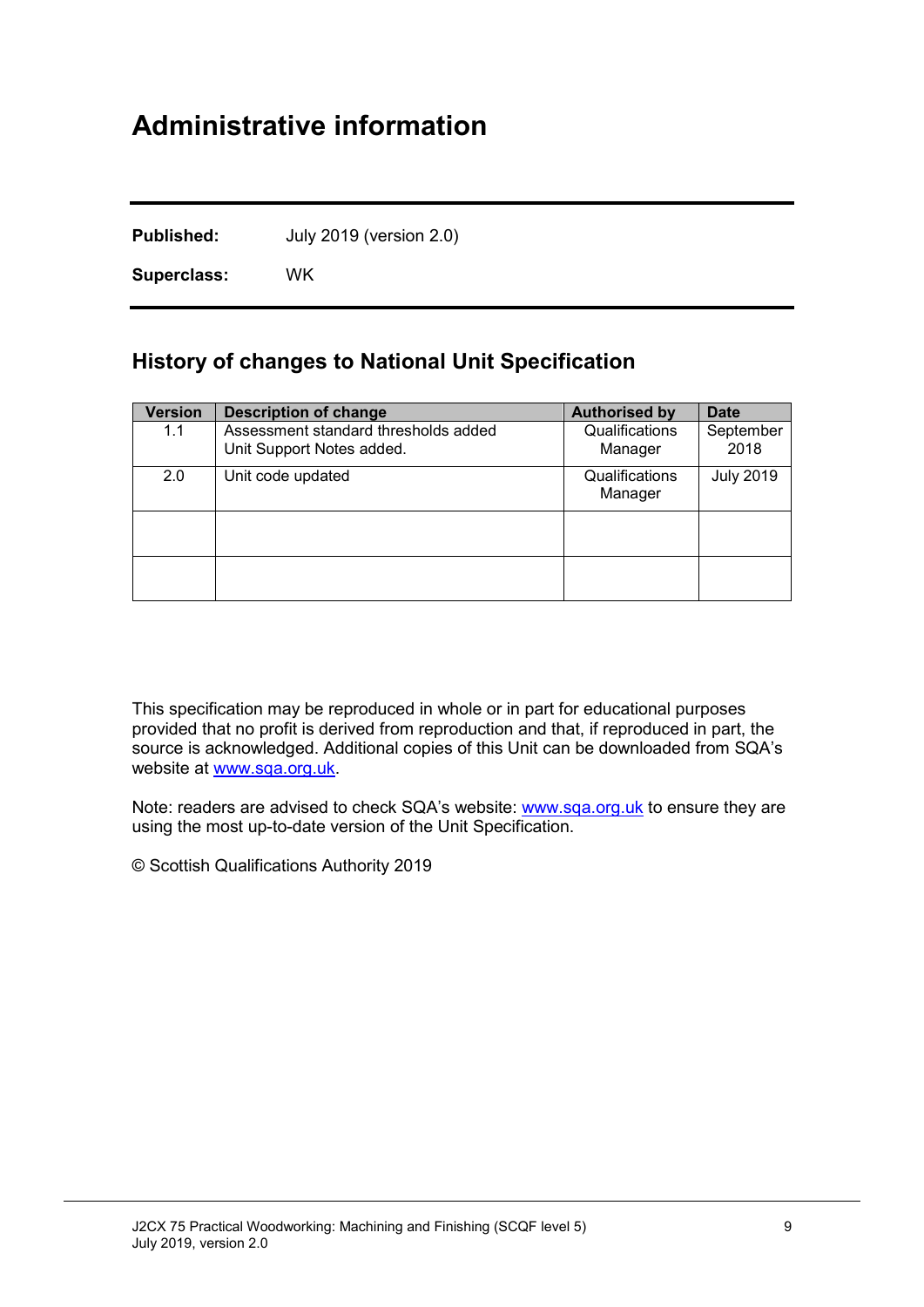# Administrative information

**Published:** July 2019 (version 2.0)

**Superclass:** WK

## History of changes to National Unit Specification

| Version | Description of change | Authorised by | Date |
|---|---|---|---|
| 1.1 | Assessment standard thresholds added<br>Unit Support Notes added. | Qualifications Manager | September 2018 |
| 2.0 | Unit code updated | Qualifications Manager | July 2019 |
| | | | |
| | | | |

This specification may be reproduced in whole or in part for educational purposes provided that no profit is derived from reproduction and that, if reproduced in part, the source is acknowledged. Additional copies of this Unit can be downloaded from SQA's website at www.sqa.org.uk.

Note: readers are advised to check SQA's website: www.sqa.org.uk to ensure they are using the most up-to-date version of the Unit Specification.

© Scottish Qualifications Authority 2019